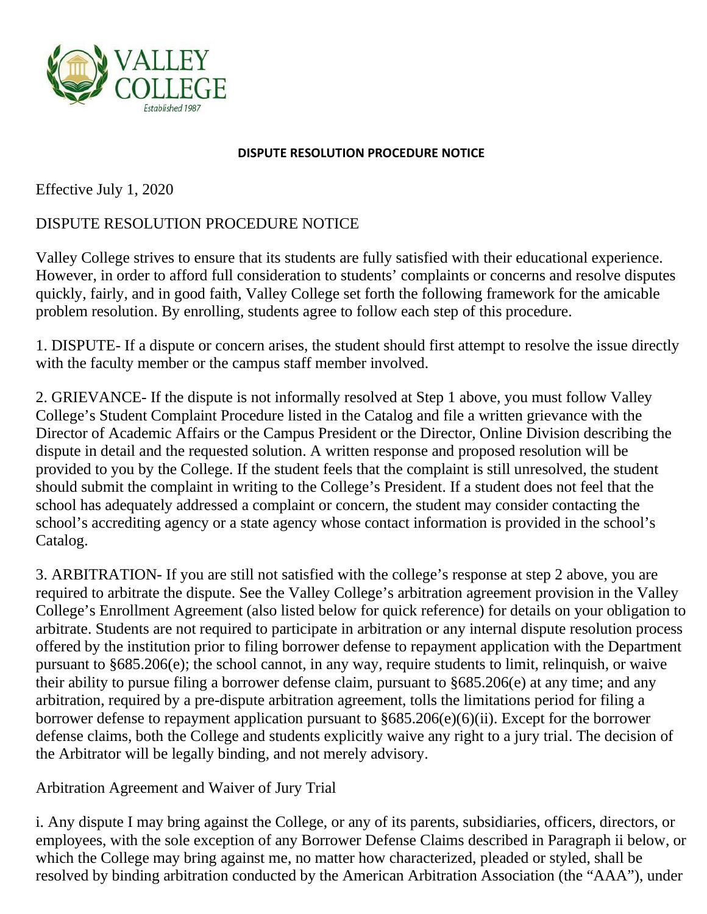VALLEY COLLEGE
Established 1987

**DISPUTE RESOLUTION PROCEDURE NOTICE**

Effective July 1, 2020

DISPUTE RESOLUTION PROCEDURE NOTICE

Valley College strives to ensure that its students are fully satisfied with their educational experience. However, in order to afford full consideration to students' complaints or concerns and resolve disputes quickly, fairly, and in good faith, Valley College set forth the following framework for the amicable problem resolution. By enrolling, students agree to follow each step of this procedure.

1. DISPUTE- If a dispute or concern arises, the student should first attempt to resolve the issue directly with the faculty member or the campus staff member involved.

2. GRIEVANCE- If the dispute is not informally resolved at Step 1 above, you must follow Valley College's Student Complaint Procedure listed in the Catalog and file a written grievance with the Director of Academic Affairs or the Campus President or the Director, Online Division describing the dispute in detail and the requested solution. A written response and proposed resolution will be provided to you by the College. If the student feels that the complaint is still unresolved, the student should submit the complaint in writing to the College's President. If a student does not feel that the school has adequately addressed a complaint or concern, the student may consider contacting the school's accrediting agency or a state agency whose contact information is provided in the school's Catalog.

3. ARBITRATION- If you are still not satisfied with the college's response at step 2 above, you are required to arbitrate the dispute. See the Valley College's arbitration agreement provision in the Valley College's Enrollment Agreement (also listed below for quick reference) for details on your obligation to arbitrate. Students are not required to participate in arbitration or any internal dispute resolution process offered by the institution prior to filing borrower defense to repayment application with the Department pursuant to §685.206(e); the school cannot, in any way, require students to limit, relinquish, or waive their ability to pursue filing a borrower defense claim, pursuant to §685.206(e) at any time; and any arbitration, required by a pre-dispute arbitration agreement, tolls the limitations period for filing a borrower defense to repayment application pursuant to §685.206(e)(6)(ii). Except for the borrower defense claims, both the College and students explicitly waive any right to a jury trial. The decision of the Arbitrator will be legally binding, and not merely advisory.

Arbitration Agreement and Waiver of Jury Trial

i. Any dispute I may bring against the College, or any of its parents, subsidiaries, officers, directors, or employees, with the sole exception of any Borrower Defense Claims described in Paragraph ii below, or which the College may bring against me, no matter how characterized, pleaded or styled, shall be resolved by binding arbitration conducted by the American Arbitration Association (the "AAA"), under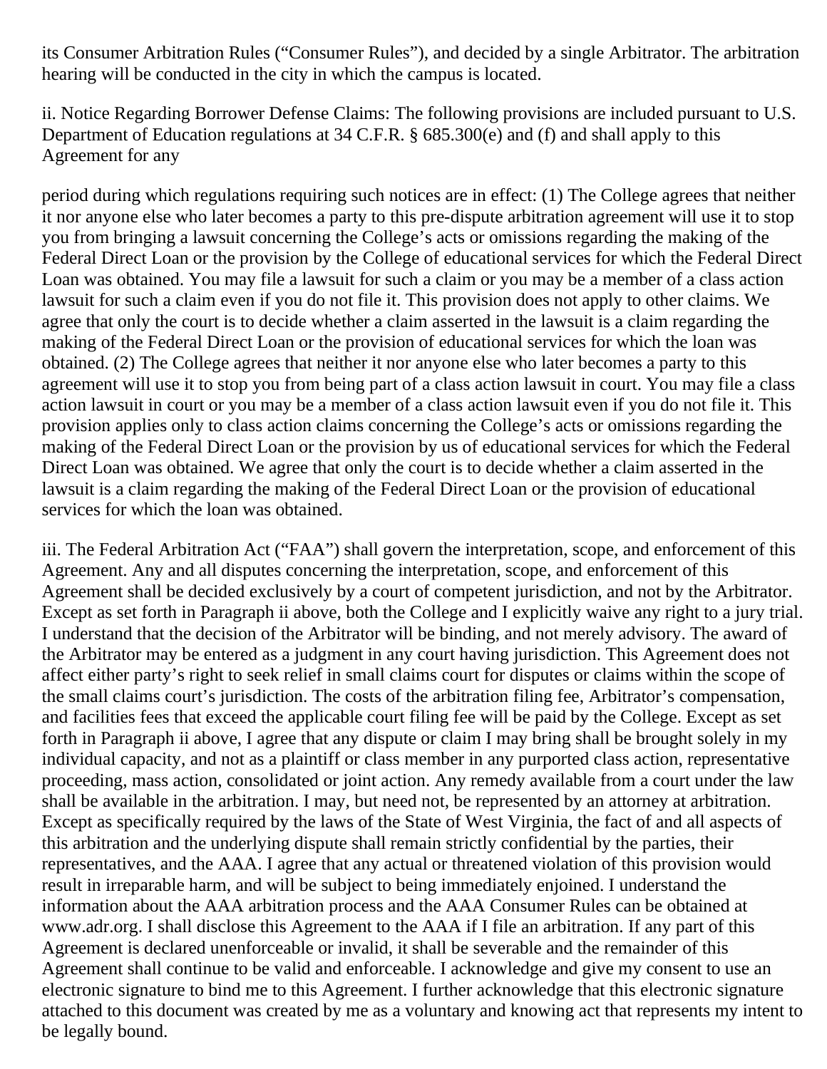its Consumer Arbitration Rules ("Consumer Rules"), and decided by a single Arbitrator. The arbitration hearing will be conducted in the city in which the campus is located.

ii. Notice Regarding Borrower Defense Claims: The following provisions are included pursuant to U.S. Department of Education regulations at 34 C.F.R. § 685.300(e) and (f) and shall apply to this Agreement for any period during which regulations requiring such notices are in effect: (1) The College agrees that neither it nor anyone else who later becomes a party to this pre-dispute arbitration agreement will use it to stop you from bringing a lawsuit concerning the College's acts or omissions regarding the making of the Federal Direct Loan or the provision by the College of educational services for which the Federal Direct Loan was obtained. You may file a lawsuit for such a claim or you may be a member of a class action lawsuit for such a claim even if you do not file it. This provision does not apply to other claims. We agree that only the court is to decide whether a claim asserted in the lawsuit is a claim regarding the making of the Federal Direct Loan or the provision of educational services for which the loan was obtained. (2) The College agrees that neither it nor anyone else who later becomes a party to this agreement will use it to stop you from being part of a class action lawsuit in court. You may file a class action lawsuit in court or you may be a member of a class action lawsuit even if you do not file it. This provision applies only to class action claims concerning the College's acts or omissions regarding the making of the Federal Direct Loan or the provision by us of educational services for which the Federal Direct Loan was obtained. We agree that only the court is to decide whether a claim asserted in the lawsuit is a claim regarding the making of the Federal Direct Loan or the provision of educational services for which the loan was obtained.

iii. The Federal Arbitration Act ("FAA") shall govern the interpretation, scope, and enforcement of this Agreement. Any and all disputes concerning the interpretation, scope, and enforcement of this Agreement shall be decided exclusively by a court of competent jurisdiction, and not by the Arbitrator. Except as set forth in Paragraph ii above, both the College and I explicitly waive any right to a jury trial. I understand that the decision of the Arbitrator will be binding, and not merely advisory. The award of the Arbitrator may be entered as a judgment in any court having jurisdiction. This Agreement does not affect either party's right to seek relief in small claims court for disputes or claims within the scope of the small claims court's jurisdiction. The costs of the arbitration filing fee, Arbitrator's compensation, and facilities fees that exceed the applicable court filing fee will be paid by the College. Except as set forth in Paragraph ii above, I agree that any dispute or claim I may bring shall be brought solely in my individual capacity, and not as a plaintiff or class member in any purported class action, representative proceeding, mass action, consolidated or joint action. Any remedy available from a court under the law shall be available in the arbitration. I may, but need not, be represented by an attorney at arbitration. Except as specifically required by the laws of the State of West Virginia, the fact of and all aspects of this arbitration and the underlying dispute shall remain strictly confidential by the parties, their representatives, and the AAA. I agree that any actual or threatened violation of this provision would result in irreparable harm, and will be subject to being immediately enjoined. I understand the information about the AAA arbitration process and the AAA Consumer Rules can be obtained at www.adr.org. I shall disclose this Agreement to the AAA if I file an arbitration. If any part of this Agreement is declared unenforceable or invalid, it shall be severable and the remainder of this Agreement shall continue to be valid and enforceable. I acknowledge and give my consent to use an electronic signature to bind me to this Agreement. I further acknowledge that this electronic signature attached to this document was created by me as a voluntary and knowing act that represents my intent to be legally bound.